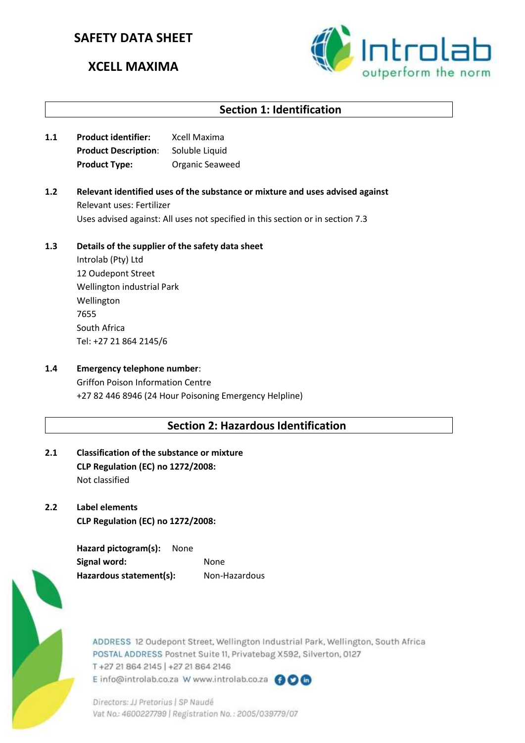# SAFETY DATA SHEET

# XCELL MAXIMA

## Section 1: Identification

**1.1** **Product identifier:** Xcell Maxima
**Product Description**: Soluble Liquid
**Product Type:** Organic Seaweed

**1.2** **Relevant identified uses of the substance or mixture and uses advised against**
Relevant uses: Fertilizer
Uses advised against: All uses not specified in this section or in section 7.3

**1.3** **Details of the supplier of the safety data sheet**
Introlab (Pty) Ltd
12 Oudepont Street
Wellington industrial Park
Wellington
7655
South Africa
Tel: +27 21 864 2145/6

**1.4** **Emergency telephone number**:
Griffon Poison Information Centre
+27 82 446 8946 (24 Hour Poisoning Emergency Helpline)

## Section 2: Hazardous Identification

**2.1** **Classification of the substance or mixture**
**CLP Regulation (EC) no 1272/2008:**
Not classified

**2.2** **Label elements**
**CLP Regulation (EC) no 1272/2008:**

**Hazard pictogram(s):** None
**Signal word:** None
**Hazardous statement(s):** Non-Hazardous

ADDRESS 12 Oudepont Street, Wellington Industrial Park, Wellington, South Africa
POSTAL ADDRESS Postnet Suite 11, Privatebag X592, Silverton, 0127
T +27 21 864 2145 | +27 21 864 2146
E info@introlab.co.za W www.introlab.co.za

Directors: JJ Pretorius | SP Naudé
Vat No.: 4600227799 | Registration No.: 2005/039779/07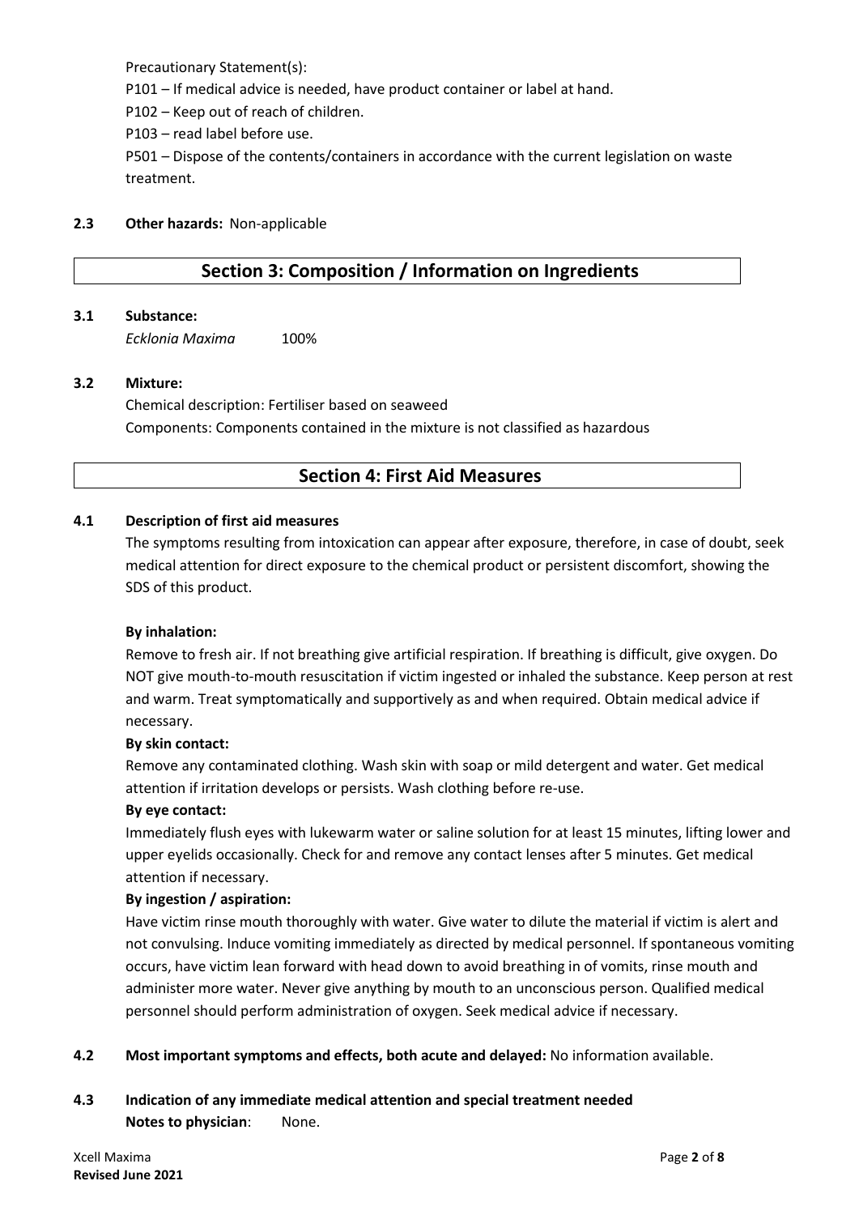Precautionary Statement(s):

P101 – If medical advice is needed, have product container or label at hand.

P102 – Keep out of reach of children.

P103 – read label before use.

P501 – Dispose of the contents/containers in accordance with the current legislation on waste treatment.

**2.3 Other hazards:** Non-applicable

## Section 3: Composition / Information on Ingredients

**3.1 Substance:**

*Ecklonia Maxima* 100%

**3.2 Mixture:**

Chemical description: Fertiliser based on seaweed

Components: Components contained in the mixture is not classified as hazardous

## Section 4: First Aid Measures

**4.1 Description of first aid measures**

The symptoms resulting from intoxication can appear after exposure, therefore, in case of doubt, seek medical attention for direct exposure to the chemical product or persistent discomfort, showing the SDS of this product.

**By inhalation:**

Remove to fresh air. If not breathing give artificial respiration. If breathing is difficult, give oxygen. Do NOT give mouth-to-mouth resuscitation if victim ingested or inhaled the substance. Keep person at rest and warm. Treat symptomatically and supportively as and when required. Obtain medical advice if necessary.

**By skin contact:**

Remove any contaminated clothing. Wash skin with soap or mild detergent and water. Get medical attention if irritation develops or persists. Wash clothing before re-use.

**By eye contact:**

Immediately flush eyes with lukewarm water or saline solution for at least 15 minutes, lifting lower and upper eyelids occasionally. Check for and remove any contact lenses after 5 minutes. Get medical attention if necessary.

**By ingestion / aspiration:**

Have victim rinse mouth thoroughly with water. Give water to dilute the material if victim is alert and not convulsing. Induce vomiting immediately as directed by medical personnel. If spontaneous vomiting occurs, have victim lean forward with head down to avoid breathing in of vomits, rinse mouth and administer more water. Never give anything by mouth to an unconscious person. Qualified medical personnel should perform administration of oxygen. Seek medical advice if necessary.

**4.2 Most important symptoms and effects, both acute and delayed:** No information available.

**4.3 Indication of any immediate medical attention and special treatment needed**

**Notes to physician**: None.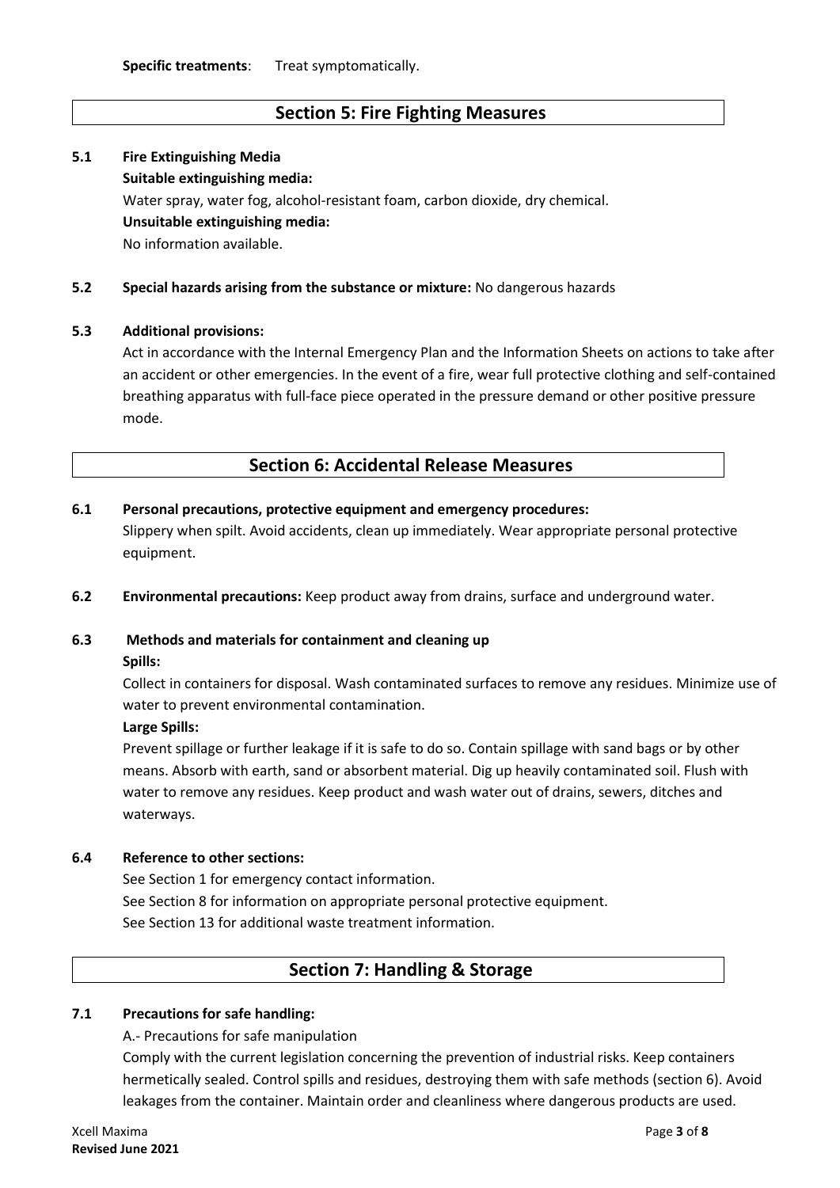**Specific treatments**: Treat symptomatically.

## Section 5: Fire Fighting Measures

**5.1 Fire Extinguishing Media**

**Suitable extinguishing media:**

Water spray, water fog, alcohol-resistant foam, carbon dioxide, dry chemical.

**Unsuitable extinguishing media:**

No information available.

**5.2 Special hazards arising from the substance or mixture:** No dangerous hazards

**5.3 Additional provisions:**

Act in accordance with the Internal Emergency Plan and the Information Sheets on actions to take after an accident or other emergencies. In the event of a fire, wear full protective clothing and self-contained breathing apparatus with full-face piece operated in the pressure demand or other positive pressure mode.

## Section 6: Accidental Release Measures

**6.1 Personal precautions, protective equipment and emergency procedures:**

Slippery when spilt. Avoid accidents, clean up immediately. Wear appropriate personal protective equipment.

**6.2 Environmental precautions:** Keep product away from drains, surface and underground water.

**6.3 Methods and materials for containment and cleaning up**

**Spills:**

Collect in containers for disposal. Wash contaminated surfaces to remove any residues. Minimize use of water to prevent environmental contamination.

**Large Spills:**

Prevent spillage or further leakage if it is safe to do so. Contain spillage with sand bags or by other means. Absorb with earth, sand or absorbent material. Dig up heavily contaminated soil. Flush with water to remove any residues. Keep product and wash water out of drains, sewers, ditches and waterways.

**6.4 Reference to other sections:**

See Section 1 for emergency contact information.
See Section 8 for information on appropriate personal protective equipment.
See Section 13 for additional waste treatment information.

## Section 7: Handling & Storage

**7.1 Precautions for safe handling:**

A.- Precautions for safe manipulation

Comply with the current legislation concerning the prevention of industrial risks. Keep containers hermetically sealed. Control spills and residues, destroying them with safe methods (section 6). Avoid leakages from the container. Maintain order and cleanliness where dangerous products are used.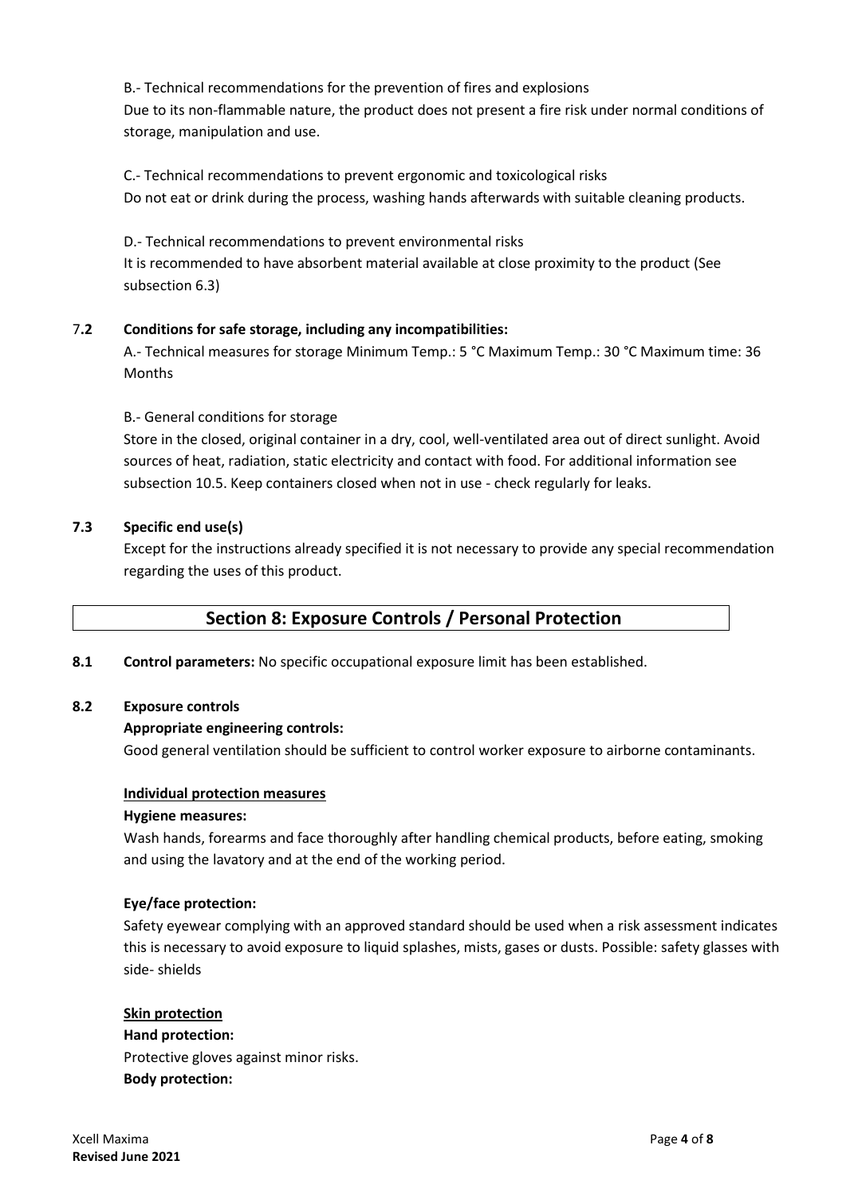B.- Technical recommendations for the prevention of fires and explosions
Due to its non-flammable nature, the product does not present a fire risk under normal conditions of storage, manipulation and use.

C.- Technical recommendations to prevent ergonomic and toxicological risks
Do not eat or drink during the process, washing hands afterwards with suitable cleaning products.

D.- Technical recommendations to prevent environmental risks
It is recommended to have absorbent material available at close proximity to the product (See subsection 6.3)

**7.2 Conditions for safe storage, including any incompatibilities:**

A.- Technical measures for storage Minimum Temp.: 5 °C Maximum Temp.: 30 °C Maximum time: 36 Months

B.- General conditions for storage
Store in the closed, original container in a dry, cool, well-ventilated area out of direct sunlight. Avoid sources of heat, radiation, static electricity and contact with food. For additional information see subsection 10.5. Keep containers closed when not in use - check regularly for leaks.

**7.3 Specific end use(s)**

Except for the instructions already specified it is not necessary to provide any special recommendation regarding the uses of this product.

## Section 8: Exposure Controls / Personal Protection

**8.1 Control parameters:** No specific occupational exposure limit has been established.

**8.2 Exposure controls**

**Appropriate engineering controls:**
Good general ventilation should be sufficient to control worker exposure to airborne contaminants.

**Individual protection measures**

**Hygiene measures:**
Wash hands, forearms and face thoroughly after handling chemical products, before eating, smoking and using the lavatory and at the end of the working period.

**Eye/face protection:**
Safety eyewear complying with an approved standard should be used when a risk assessment indicates this is necessary to avoid exposure to liquid splashes, mists, gases or dusts. Possible: safety glasses with side- shields

**Skin protection**

**Hand protection:**
Protective gloves against minor risks.

**Body protection:**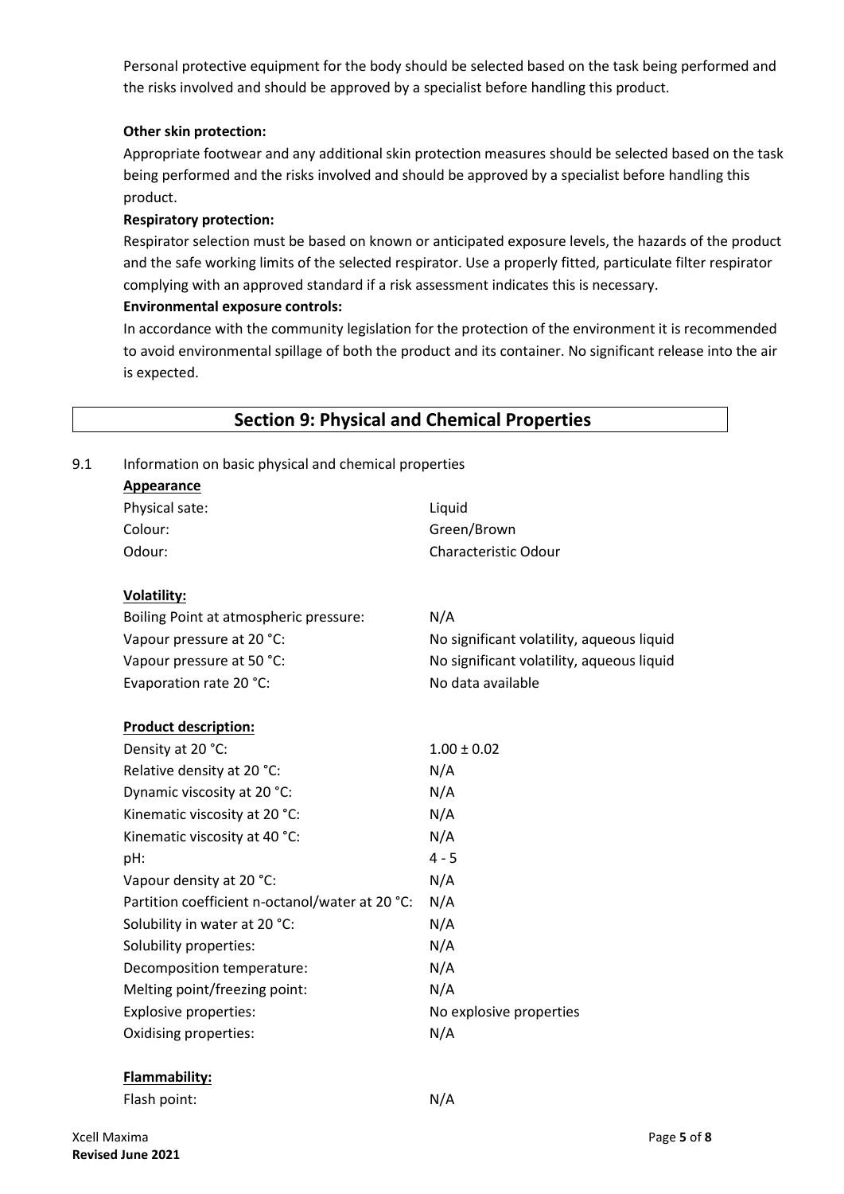Personal protective equipment for the body should be selected based on the task being performed and the risks involved and should be approved by a specialist before handling this product.

**Other skin protection:**

Appropriate footwear and any additional skin protection measures should be selected based on the task being performed and the risks involved and should be approved by a specialist before handling this product.

**Respiratory protection:**

Respirator selection must be based on known or anticipated exposure levels, the hazards of the product and the safe working limits of the selected respirator. Use a properly fitted, particulate filter respirator complying with an approved standard if a risk assessment indicates this is necessary.

**Environmental exposure controls:**

In accordance with the community legislation for the protection of the environment it is recommended to avoid environmental spillage of both the product and its container. No significant release into the air is expected.

## Section 9: Physical and Chemical Properties

9.1 Information on basic physical and chemical properties

**Appearance**

| | |
|---|---|
| Physical sate: | Liquid |
| Colour: | Green/Brown |
| Odour: | Characteristic Odour |

**Volatility:**

| | |
|---|---|
| Boiling Point at atmospheric pressure: | N/A |
| Vapour pressure at 20 °C: | No significant volatility, aqueous liquid |
| Vapour pressure at 50 °C: | No significant volatility, aqueous liquid |
| Evaporation rate 20 °C: | No data available |

**Product description:**

| | |
|---|---|
| Density at 20 °C: | 1.00 ± 0.02 |
| Relative density at 20 °C: | N/A |
| Dynamic viscosity at 20 °C: | N/A |
| Kinematic viscosity at 20 °C: | N/A |
| Kinematic viscosity at 40 °C: | N/A |
| pH: | 4 - 5 |
| Vapour density at 20 °C: | N/A |
| Partition coefficient n-octanol/water at 20 °C: | N/A |
| Solubility in water at 20 °C: | N/A |
| Solubility properties: | N/A |
| Decomposition temperature: | N/A |
| Melting point/freezing point: | N/A |
| Explosive properties: | No explosive properties |
| Oxidising properties: | N/A |

**Flammability:**

| | |
|---|---|
| Flash point: | N/A |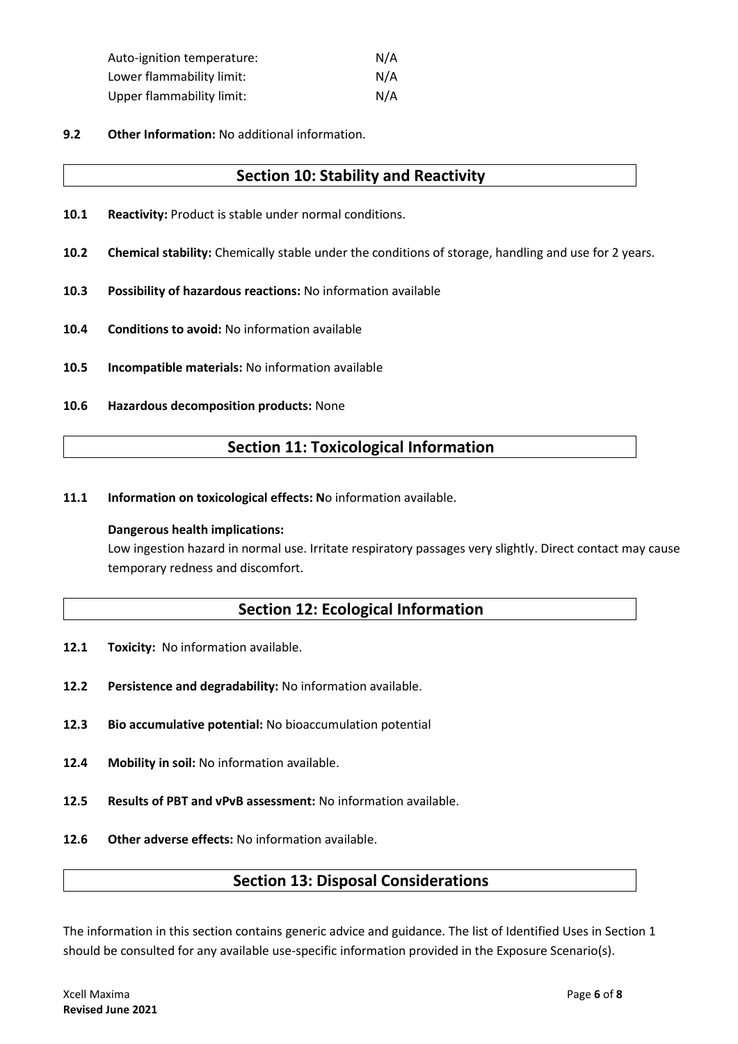| | |
|---|---|
| Auto-ignition temperature: | N/A |
| Lower flammability limit: | N/A |
| Upper flammability limit: | N/A |

**9.2 Other Information:** No additional information.

## Section 10: Stability and Reactivity

**10.1 Reactivity:** Product is stable under normal conditions.

**10.2 Chemical stability:** Chemically stable under the conditions of storage, handling and use for 2 years.

**10.3 Possibility of hazardous reactions:** No information available

**10.4 Conditions to avoid:** No information available

**10.5 Incompatible materials:** No information available

**10.6 Hazardous decomposition products:** None

## Section 11: Toxicological Information

**11.1 Information on toxicological effects: N**o information available.

**Dangerous health implications:**
Low ingestion hazard in normal use. Irritate respiratory passages very slightly. Direct contact may cause temporary redness and discomfort.

## Section 12: Ecological Information

**12.1 Toxicity:** No information available.

**12.2 Persistence and degradability:** No information available.

**12.3 Bio accumulative potential:** No bioaccumulation potential

**12.4 Mobility in soil:** No information available.

**12.5 Results of PBT and vPvB assessment:** No information available.

**12.6 Other adverse effects:** No information available.

## Section 13: Disposal Considerations

The information in this section contains generic advice and guidance. The list of Identified Uses in Section 1 should be consulted for any available use-specific information provided in the Exposure Scenario(s).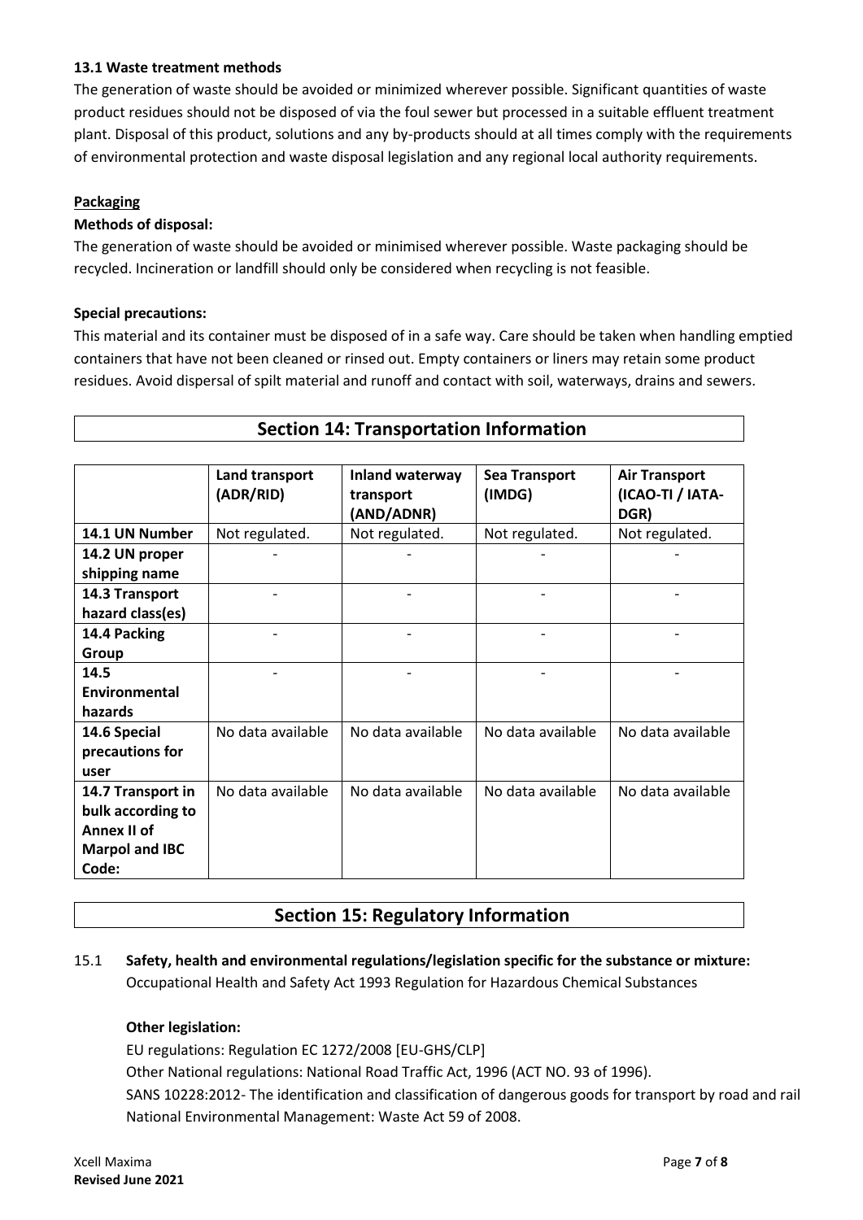### 13.1 Waste treatment methods

The generation of waste should be avoided or minimized wherever possible. Significant quantities of waste product residues should not be disposed of via the foul sewer but processed in a suitable effluent treatment plant. Disposal of this product, solutions and any by-products should at all times comply with the requirements of environmental protection and waste disposal legislation and any regional local authority requirements.

**Packaging**

**Methods of disposal:**

The generation of waste should be avoided or minimised wherever possible. Waste packaging should be recycled. Incineration or landfill should only be considered when recycling is not feasible.

**Special precautions:**

This material and its container must be disposed of in a safe way. Care should be taken when handling emptied containers that have not been cleaned or rinsed out. Empty containers or liners may retain some product residues. Avoid dispersal of spilt material and runoff and contact with soil, waterways, drains and sewers.

## Section 14: Transportation Information

| | Land transport (ADR/RID) | Inland waterway transport (AND/ADNR) | Sea Transport (IMDG) | Air Transport (ICAO-TI / IATA-DGR) |
|---|---|---|---|---|
| **14.1 UN Number** | Not regulated. | Not regulated. | Not regulated. | Not regulated. |
| **14.2 UN proper shipping name** | - | - | - | - |
| **14.3 Transport hazard class(es)** | - | - | - | - |
| **14.4 Packing Group** | - | - | - | - |
| **14.5 Environmental hazards** | - | - | - | - |
| **14.6 Special precautions for user** | No data available | No data available | No data available | No data available |
| **14.7 Transport in bulk according to Annex II of Marpol and IBC Code:** | No data available | No data available | No data available | No data available |

## Section 15: Regulatory Information

15.1 **Safety, health and environmental regulations/legislation specific for the substance or mixture:**
Occupational Health and Safety Act 1993 Regulation for Hazardous Chemical Substances

**Other legislation:**

EU regulations: Regulation EC 1272/2008 [EU-GHS/CLP]
Other National regulations: National Road Traffic Act, 1996 (ACT NO. 93 of 1996).
SANS 10228:2012- The identification and classification of dangerous goods for transport by road and rail
National Environmental Management: Waste Act 59 of 2008.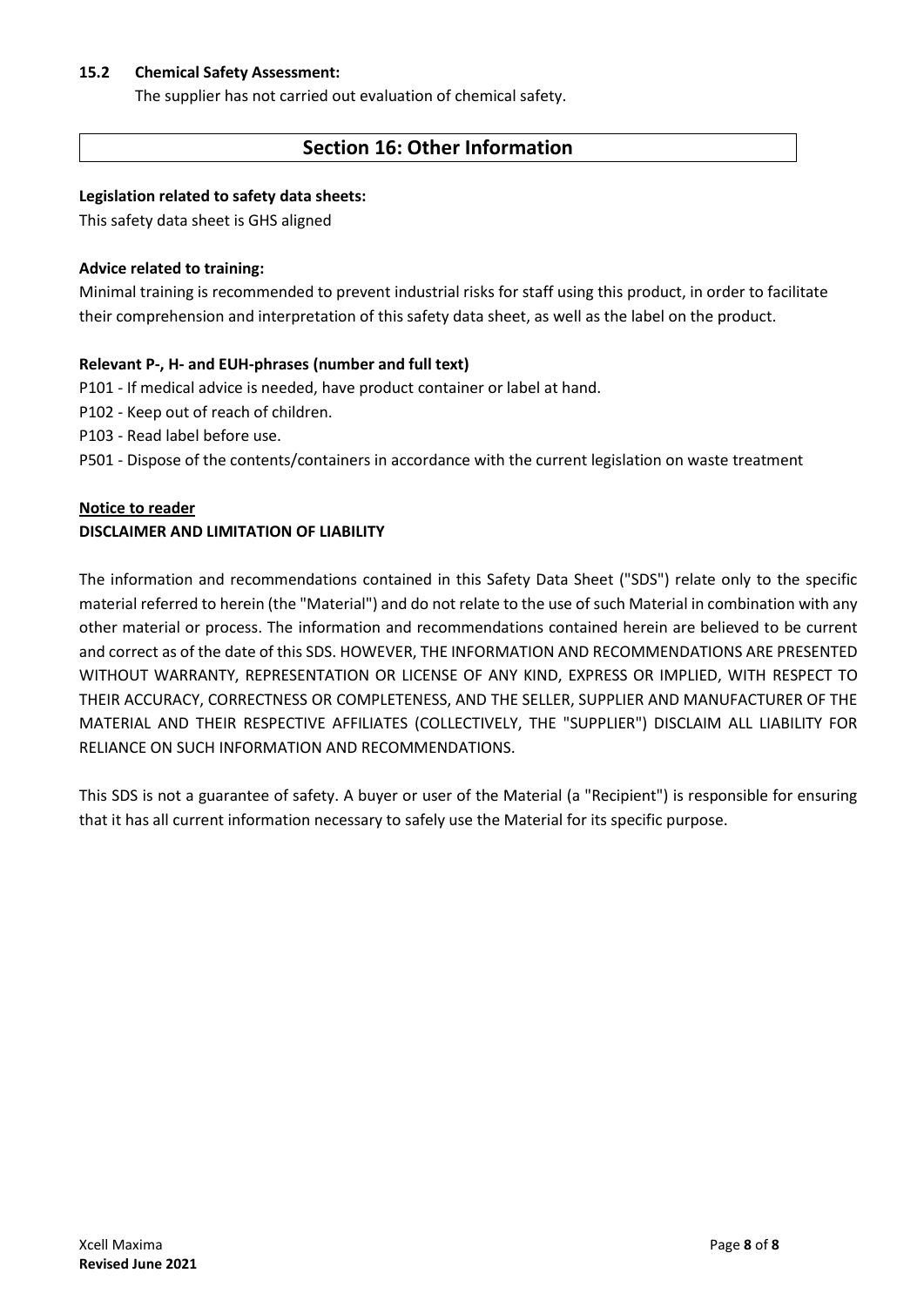### 15.2 Chemical Safety Assessment:

The supplier has not carried out evaluation of chemical safety.

## Section 16: Other Information

**Legislation related to safety data sheets:**

This safety data sheet is GHS aligned

**Advice related to training:**

Minimal training is recommended to prevent industrial risks for staff using this product, in order to facilitate their comprehension and interpretation of this safety data sheet, as well as the label on the product.

**Relevant P-, H- and EUH-phrases (number and full text)**

P101 - If medical advice is needed, have product container or label at hand.

P102 - Keep out of reach of children.

P103 - Read label before use.

P501 - Dispose of the contents/containers in accordance with the current legislation on waste treatment

**Notice to reader**

**DISCLAIMER AND LIMITATION OF LIABILITY**

The information and recommendations contained in this Safety Data Sheet ("SDS") relate only to the specific material referred to herein (the "Material") and do not relate to the use of such Material in combination with any other material or process. The information and recommendations contained herein are believed to be current and correct as of the date of this SDS. HOWEVER, THE INFORMATION AND RECOMMENDATIONS ARE PRESENTED WITHOUT WARRANTY, REPRESENTATION OR LICENSE OF ANY KIND, EXPRESS OR IMPLIED, WITH RESPECT TO THEIR ACCURACY, CORRECTNESS OR COMPLETENESS, AND THE SELLER, SUPPLIER AND MANUFACTURER OF THE MATERIAL AND THEIR RESPECTIVE AFFILIATES (COLLECTIVELY, THE "SUPPLIER") DISCLAIM ALL LIABILITY FOR RELIANCE ON SUCH INFORMATION AND RECOMMENDATIONS.

This SDS is not a guarantee of safety. A buyer or user of the Material (a "Recipient") is responsible for ensuring that it has all current information necessary to safely use the Material for its specific purpose.